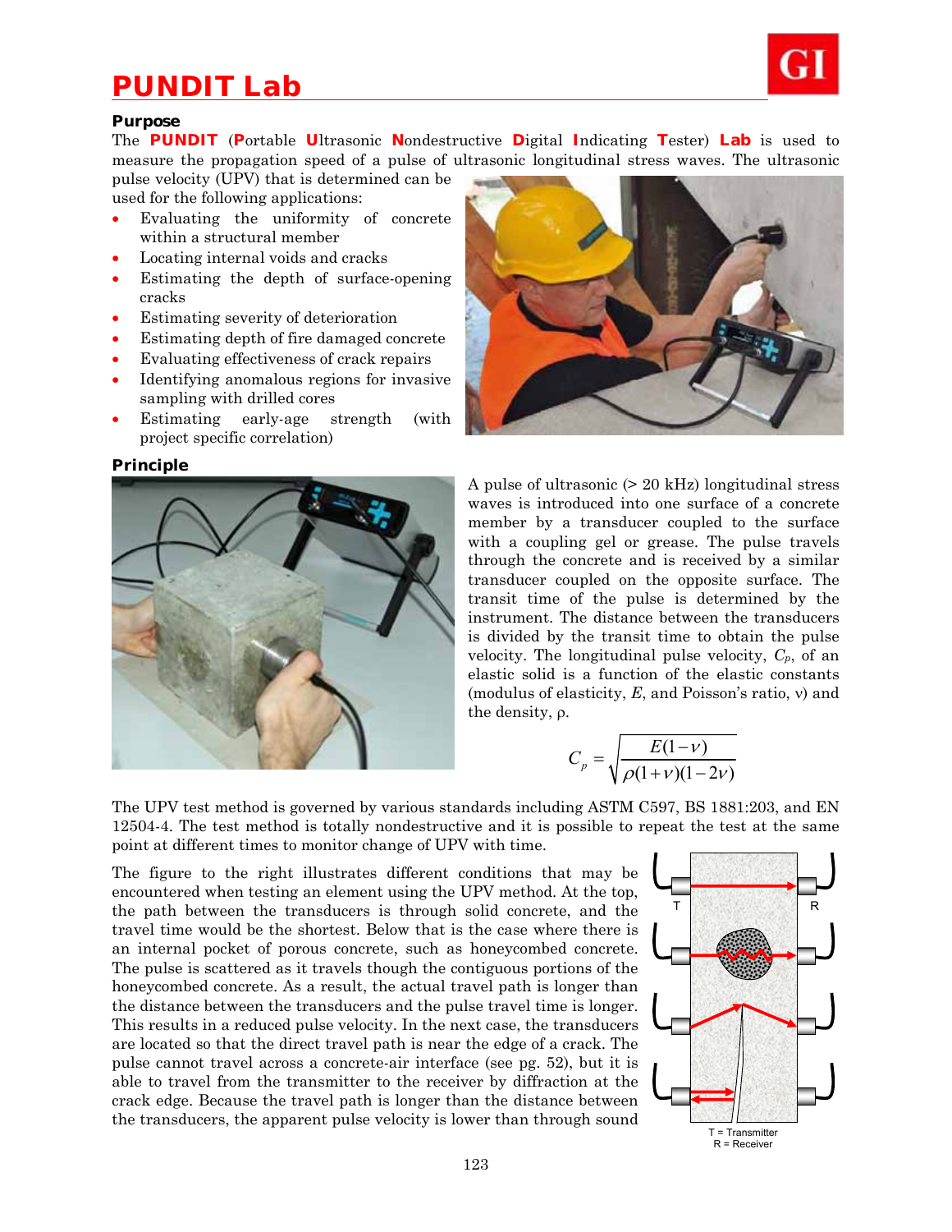# PUNDIT Lab

**Purpose**

The **PUNDIT** (**P**ortable **U**ltrasonic **N**ondestructive **D**igital **I**ndicating **T**ester) **Lab** is used to measure the propagation speed of a pulse of ultrasonic longitudinal stress waves. The ultrasonic pulse velocity (UPV) that is determined can be used for the following applications:

- Evaluating the uniformity of concrete within a structural member
- Locating internal voids and cracks
- Estimating the depth of surface-opening cracks
- Estimating severity of deterioration
- Estimating depth of fire damaged concrete
- Evaluating effectiveness of crack repairs
- Identifying anomalous regions for invasive sampling with drilled cores
- Estimating early-age strength (with project specific correlation)

**Principle**

A pulse of ultrasonic (> 20 kHz) longitudinal stress waves is introduced into one surface of a concrete member by a transducer coupled to the surface with a coupling gel or grease. The pulse travels through the concrete and is received by a similar transducer coupled on the opposite surface. The transit time of the pulse is determined by the instrument. The distance between the transducers is divided by the transit time to obtain the pulse velocity. The longitudinal pulse velocity, $C_p$, of an elastic solid is a function of the elastic constants (modulus of elasticity, $E$, and Poisson's ratio, $\nu$) and the density, $\rho$.

$$C_p = \sqrt{\frac{E(1-\nu)}{\rho(1+\nu)(1-2\nu)}}$$

The UPV test method is governed by various standards including ASTM C597, BS 1881:203, and EN 12504-4. The test method is totally nondestructive and it is possible to repeat the test at the same point at different times to monitor change of UPV with time.

The figure to the right illustrates different conditions that may be encountered when testing an element using the UPV method. At the top, the path between the transducers is through solid concrete, and the travel time would be the shortest. Below that is the case where there is an internal pocket of porous concrete, such as honeycombed concrete. The pulse is scattered as it travels though the contiguous portions of the honeycombed concrete. As a result, the actual travel path is longer than the distance between the transducers and the pulse travel time is longer. This results in a reduced pulse velocity. In the next case, the transducers are located so that the direct travel path is near the edge of a crack. The pulse cannot travel across a concrete-air interface (see pg. 52), but it is able to travel from the transmitter to the receiver by diffraction at the crack edge. Because the travel path is longer than the distance between the transducers, the apparent pulse velocity is lower than through sound

T = Transmitter
R = Receiver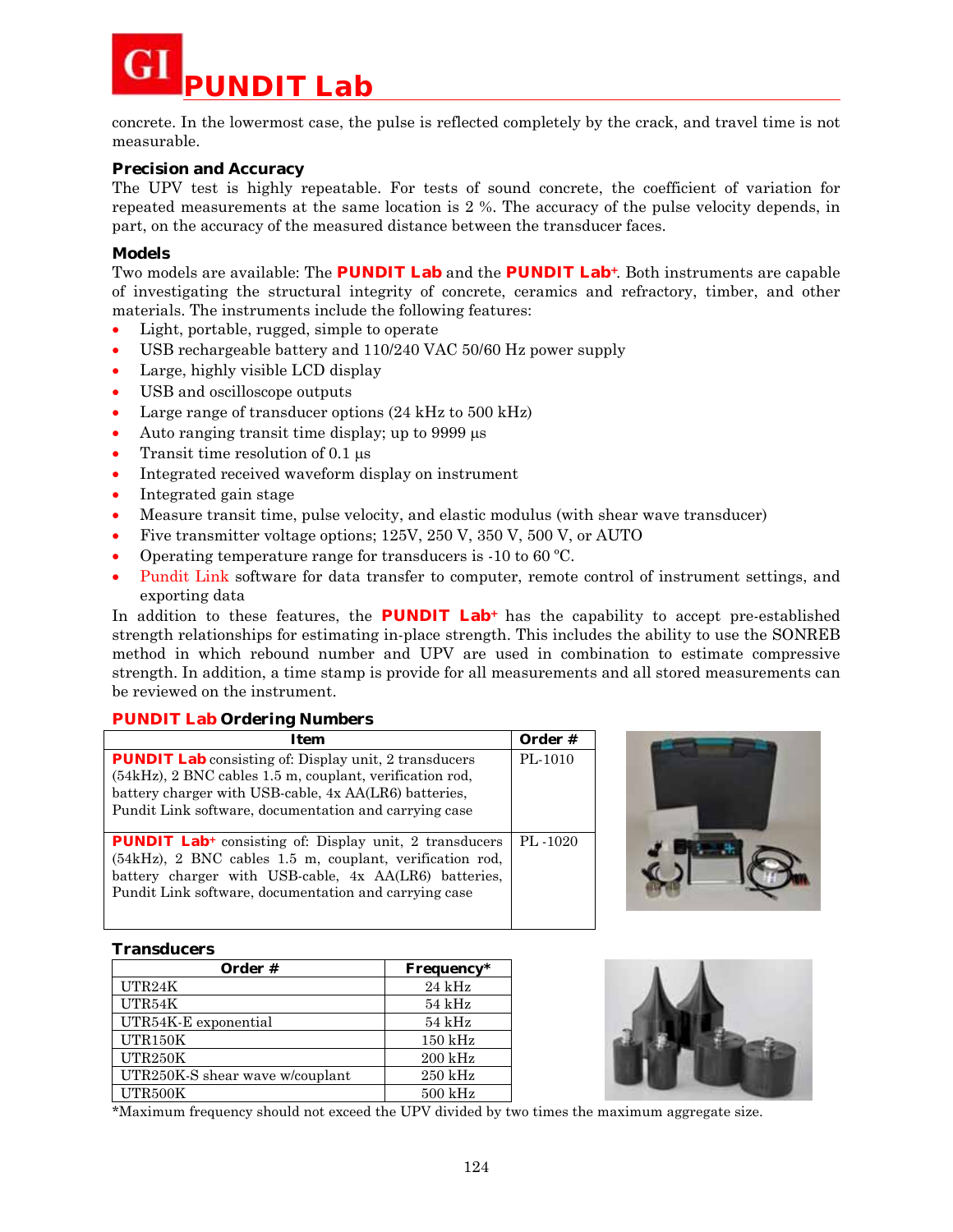concrete. In the lowermost case, the pulse is reflected completely by the crack, and travel time is not measurable.

### Precision and Accuracy

The UPV test is highly repeatable. For tests of sound concrete, the coefficient of variation for repeated measurements at the same location is 2 %. The accuracy of the pulse velocity depends, in part, on the accuracy of the measured distance between the transducer faces.

### Models

Two models are available: The **PUNDIT Lab** and the **PUNDIT Lab+**. Both instruments are capable of investigating the structural integrity of concrete, ceramics and refractory, timber, and other materials. The instruments include the following features:

- Light, portable, rugged, simple to operate
- USB rechargeable battery and 110/240 VAC 50/60 Hz power supply
- Large, highly visible LCD display
- USB and oscilloscope outputs
- Large range of transducer options (24 kHz to 500 kHz)
- Auto ranging transit time display; up to 9999 µs
- Transit time resolution of 0.1 µs
- Integrated received waveform display on instrument
- Integrated gain stage
- Measure transit time, pulse velocity, and elastic modulus (with shear wave transducer)
- Five transmitter voltage options; 125V, 250 V, 350 V, 500 V, or AUTO
- Operating temperature range for transducers is -10 to 60 ºC.
- Pundit Link software for data transfer to computer, remote control of instrument settings, and exporting data

In addition to these features, the **PUNDIT Lab+** has the capability to accept pre-established strength relationships for estimating in-place strength. This includes the ability to use the SONREB method in which rebound number and UPV are used in combination to estimate compressive strength. In addition, a time stamp is provide for all measurements and all stored measurements can be reviewed on the instrument.

### PUNDIT Lab Ordering Numbers

| Item | Order # |
|---|---|
| **PUNDIT Lab** consisting of: Display unit, 2 transducers (54kHz), 2 BNC cables 1.5 m, couplant, verification rod, battery charger with USB-cable, 4x AA(LR6) batteries, Pundit Link software, documentation and carrying case | PL-1010 |
| **PUNDIT Lab+** consisting of: Display unit, 2 transducers (54kHz), 2 BNC cables 1.5 m, couplant, verification rod, battery charger with USB-cable, 4x AA(LR6) batteries, Pundit Link software, documentation and carrying case | PL -1020 |

### Transducers

| Order # | Frequency* |
|---|---|
| UTR24K | 24 kHz |
| UTR54K | 54 kHz |
| UTR54K-E exponential | 54 kHz |
| UTR150K | 150 kHz |
| UTR250K | 200 kHz |
| UTR250K-S shear wave w/couplant | 250 kHz |
| UTR500K | 500 kHz |

*Maximum frequency should not exceed the UPV divided by two times the maximum aggregate size.